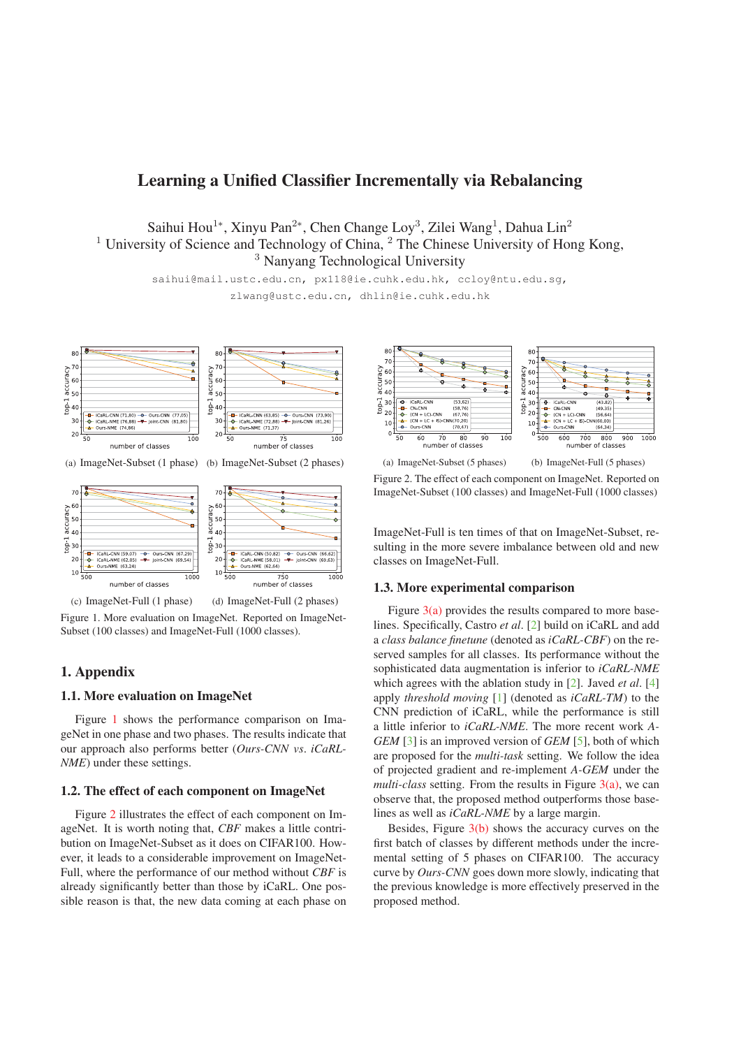# Learning a Unified Classifier Incrementally via Rebalancing

Saihui Hou[1*], Xinyu Pan[2*], Chen Change Loy[3], Zilei Wang[1], Dahua Lin[2]
[1] University of Science and Technology of China, [2] The Chinese University of Hong Kong,
[3] Nanyang Technological University

saihui@mail.ustc.edu.cn, px118@ie.cuhk.edu.hk, ccloy@ntu.edu.sg,
zlwang@ustc.edu.cn, dhlin@ie.cuhk.edu.hk

(a) ImageNet-Subset (1 phase) (b) ImageNet-Subset (2 phases)

(c) ImageNet-Full (1 phase) (d) ImageNet-Full (2 phases)

Figure 1. More evaluation on ImageNet. Reported on ImageNet-Subset (100 classes) and ImageNet-Full (1000 classes).

## 1. Appendix

### 1.1. More evaluation on ImageNet

Figure 1 shows the performance comparison on ImageNet in one phase and two phases. The results indicate that our approach also performs better (*Ours-CNN vs. iCaRL-NME*) under these settings.

### 1.2. The effect of each component on ImageNet

Figure 2 illustrates the effect of each component on ImageNet. It is worth noting that, *CBF* makes a little contribution on ImageNet-Subset as it does on CIFAR100. However, it leads to a considerable improvement on ImageNet-Full, where the performance of our method without *CBF* is already significantly better than those by iCaRL. One possible reason is that, the new data coming at each phase on ImageNet-Full is ten times of that on ImageNet-Subset, resulting in the more severe imbalance between old and new classes on ImageNet-Full.

(a) ImageNet-Subset (5 phases) (b) ImageNet-Full (5 phases)

Figure 2. The effect of each component on ImageNet. Reported on ImageNet-Subset (100 classes) and ImageNet-Full (1000 classes).

### 1.3. More experimental comparison

Figure 3(a) provides the results compared to more baselines. Specifically, Castro *et al.* [2] build on iCaRL and add a *class balance finetune* (denoted as *iCaRL-CBF*) on the reserved samples for all classes. Its performance without the sophisticated data augmentation is inferior to *iCaRL-NME* which agrees with the ablation study in [2]. Javed *et al.* [4] apply *threshold moving* [1] (denoted as *iCaRL-TM*) to the CNN prediction of iCaRL, while the performance is still a little inferior to *iCaRL-NME*. The more recent work *A-GEM* [3] is an improved version of *GEM* [5], both of which are proposed for the *multi-task* setting. We follow the idea of projected gradient and re-implement *A-GEM* under the *multi-class* setting. From the results in Figure 3(a), we can observe that, the proposed method outperforms those baselines as well as *iCaRL-NME* by a large margin.

Besides, Figure 3(b) shows the accuracy curves on the first batch of classes by different methods under the incremental setting of 5 phases on CIFAR100. The accuracy curve by *Ours-CNN* goes down more slowly, indicating that the previous knowledge is more effectively preserved in the proposed method.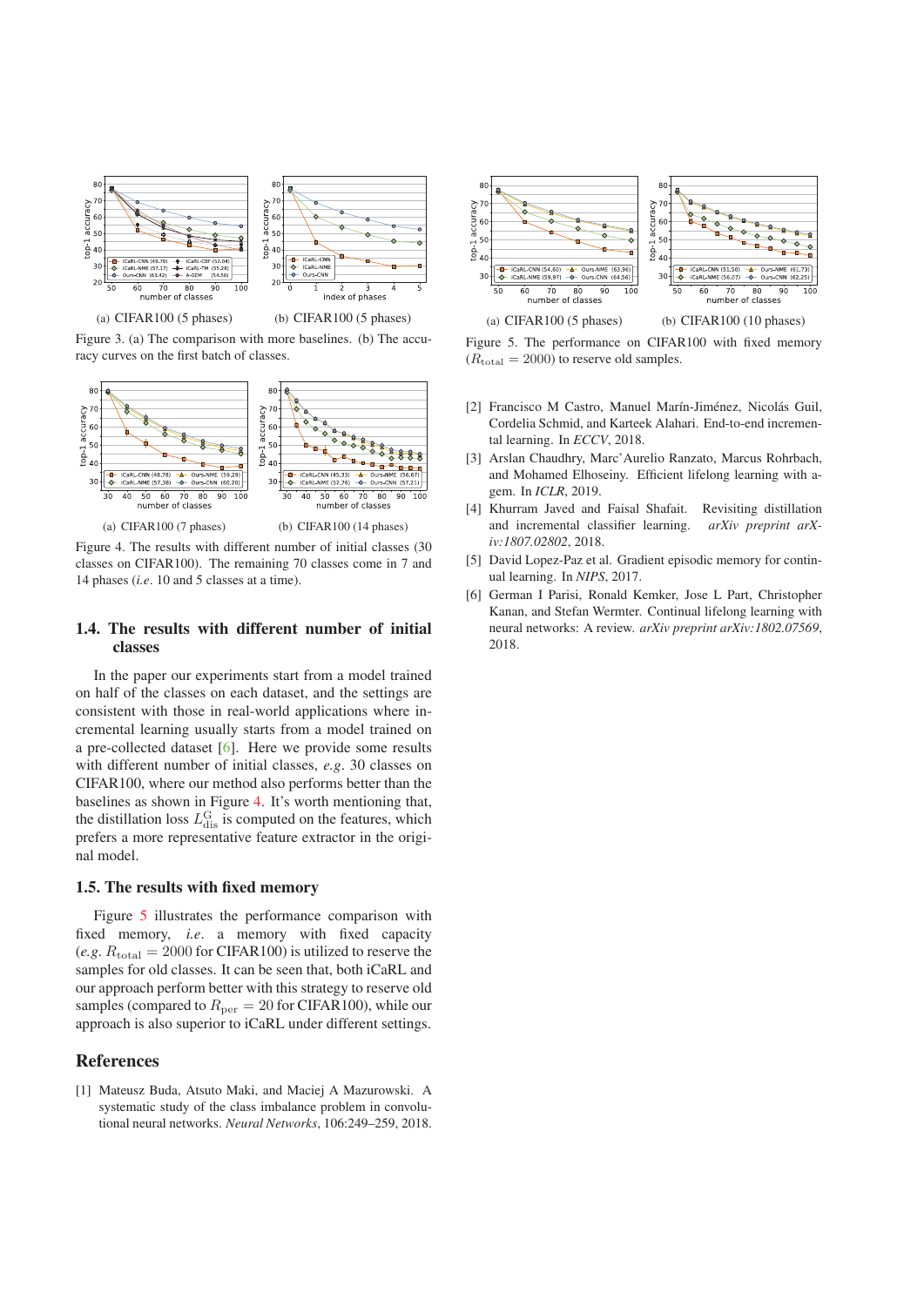top-1 accuracy
80
70
60
50
40
30
20
50 60 70 80 90 100
number of classes
iCaRL-CNN (49.70) iCaRL-NME (57.17) Ours-CNN (63.42) iCaRL-CBF (52.04) iCaRL-TM (55.28) A-GEM (54.50)

(a) CIFAR100 (5 phases)

top-1 accuracy
80
70
60
50
40
30
20
0 1 2 3 4 5
index of phases
iCaRL-CNN iCaRL-NME Ours-CNN

(b) CIFAR100 (5 phases)

Figure 3. (a) The comparison with more baselines. (b) The accuracy curves on the first batch of classes.

top-1 accuracy
80
70
60
50
40
30
30 40 50 60 70 80 90 100
number of classes
iCaRL-CNN (48.78) iCaRL-NME (57.38) Ours-NME (59.29) Ours-CNN (60.20)

(a) CIFAR100 (7 phases)

top-1 accuracy
80
70
60
50
40
30
30 40 50 60 70 80 90 100
number of classes
iCaRL-CNN (45.33) iCaRL-NME (52.76) Ours-NME (56.67) Ours-CNN (57.21)

(b) CIFAR100 (14 phases)

Figure 4. The results with different number of initial classes (30 classes on CIFAR100). The remaining 70 classes come in 7 and 14 phases (*i.e*. 10 and 5 classes at a time).

### 1.4. The results with different number of initial classes

In the paper our experiments start from a model trained on half of the classes on each dataset, and the settings are consistent with those in real-world applications where incremental learning usually starts from a model trained on a pre-collected dataset [6]. Here we provide some results with different number of initial classes, *e.g*. 30 classes on CIFAR100, where our method also performs better than the baselines as shown in Figure 4. It's worth mentioning that, the distillation loss $L_{\text{dis}}^{\text{G}}$ is computed on the features, which prefers a more representative feature extractor in the original model.

### 1.5. The results with fixed memory

Figure 5 illustrates the performance comparison with fixed memory, *i.e*. a memory with fixed capacity (*e.g*. $R_{\text{total}} = 2000$ for CIFAR100) is utilized to reserve the samples for old classes. It can be seen that, both iCaRL and our approach perform better with this strategy to reserve old samples (compared to $R_{\text{per}} = 20$ for CIFAR100), while our approach is also superior to iCaRL under different settings.

top-1 accuracy
80
70
60
50
40
30
50 60 70 80 90 100
number of classes
iCaRL-CNN (54.60) iCaRL-NME (59.97) Ours-NME (63.96) Ours-CNN (64.56)

(a) CIFAR100 (5 phases)

top-1 accuracy
80
70
60
50
40
30
50 60 70 80 90 100
number of classes
iCaRL-CNN (51.50) iCaRL-NME (56.07) Ours-NME (61.73) Ours-CNN (62.25)

(b) CIFAR100 (10 phases)

Figure 5. The performance on CIFAR100 with fixed memory ($R_{\text{total}} = 2000$) to reserve old samples.

## References

[1] Mateusz Buda, Atsuto Maki, and Maciej A Mazurowski. A systematic study of the class imbalance problem in convolutional neural networks. *Neural Networks*, 106:249–259, 2018.

[2] Francisco M Castro, Manuel Marín-Jiménez, Nicolás Guil, Cordelia Schmid, and Karteek Alahari. End-to-end incremental learning. In *ECCV*, 2018.

[3] Arslan Chaudhry, Marc'Aurelio Ranzato, Marcus Rohrbach, and Mohamed Elhoseiny. Efficient lifelong learning with a-gem. In *ICLR*, 2019.

[4] Khurram Javed and Faisal Shafait. Revisiting distillation and incremental classifier learning. *arXiv preprint arXiv:1807.02802*, 2018.

[5] David Lopez-Paz et al. Gradient episodic memory for continual learning. In *NIPS*, 2017.

[6] German I Parisi, Ronald Kemker, Jose L Part, Christopher Kanan, and Stefan Wermter. Continual lifelong learning with neural networks: A review. *arXiv preprint arXiv:1802.07569*, 2018.